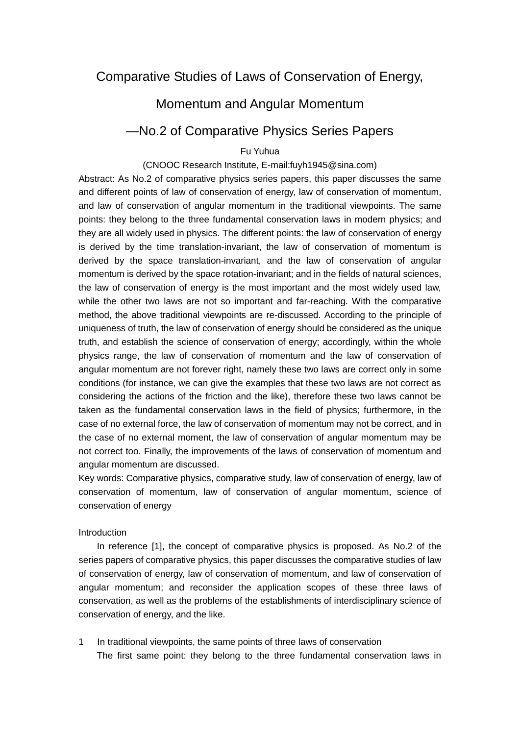# Comparative Studies of Laws of Conservation of Energy, Momentum and Angular Momentum

## —No.2 of Comparative Physics Series Papers

Fu Yuhua

(CNOOC Research Institute, E-mail:fuyh1945@sina.com)

Abstract: As No.2 of comparative physics series papers, this paper discusses the same and different points of law of conservation of energy, law of conservation of momentum, and law of conservation of angular momentum in the traditional viewpoints. The same points: they belong to the three fundamental conservation laws in modern physics; and they are all widely used in physics. The different points: the law of conservation of energy is derived by the time translation-invariant, the law of conservation of momentum is derived by the space translation-invariant, and the law of conservation of angular momentum is derived by the space rotation-invariant; and in the fields of natural sciences, the law of conservation of energy is the most important and the most widely used law, while the other two laws are not so important and far-reaching. With the comparative method, the above traditional viewpoints are re-discussed. According to the principle of uniqueness of truth, the law of conservation of energy should be considered as the unique truth, and establish the science of conservation of energy; accordingly, within the whole physics range, the law of conservation of momentum and the law of conservation of angular momentum are not forever right, namely these two laws are correct only in some conditions (for instance, we can give the examples that these two laws are not correct as considering the actions of the friction and the like), therefore these two laws cannot be taken as the fundamental conservation laws in the field of physics; furthermore, in the case of no external force, the law of conservation of momentum may not be correct, and in the case of no external moment, the law of conservation of angular momentum may be not correct too. Finally, the improvements of the laws of conservation of momentum and angular momentum are discussed.

Key words: Comparative physics, comparative study, law of conservation of energy, law of conservation of momentum, law of conservation of angular momentum, science of conservation of energy

## Introduction

In reference [1], the concept of comparative physics is proposed. As No.2 of the series papers of comparative physics, this paper discusses the comparative studies of law of conservation of energy, law of conservation of momentum, and law of conservation of angular momentum; and reconsider the application scopes of these three laws of conservation, as well as the problems of the establishments of interdisciplinary science of conservation of energy, and the like.

## 1 In traditional viewpoints, the same points of three laws of conservation

The first same point: they belong to the three fundamental conservation laws in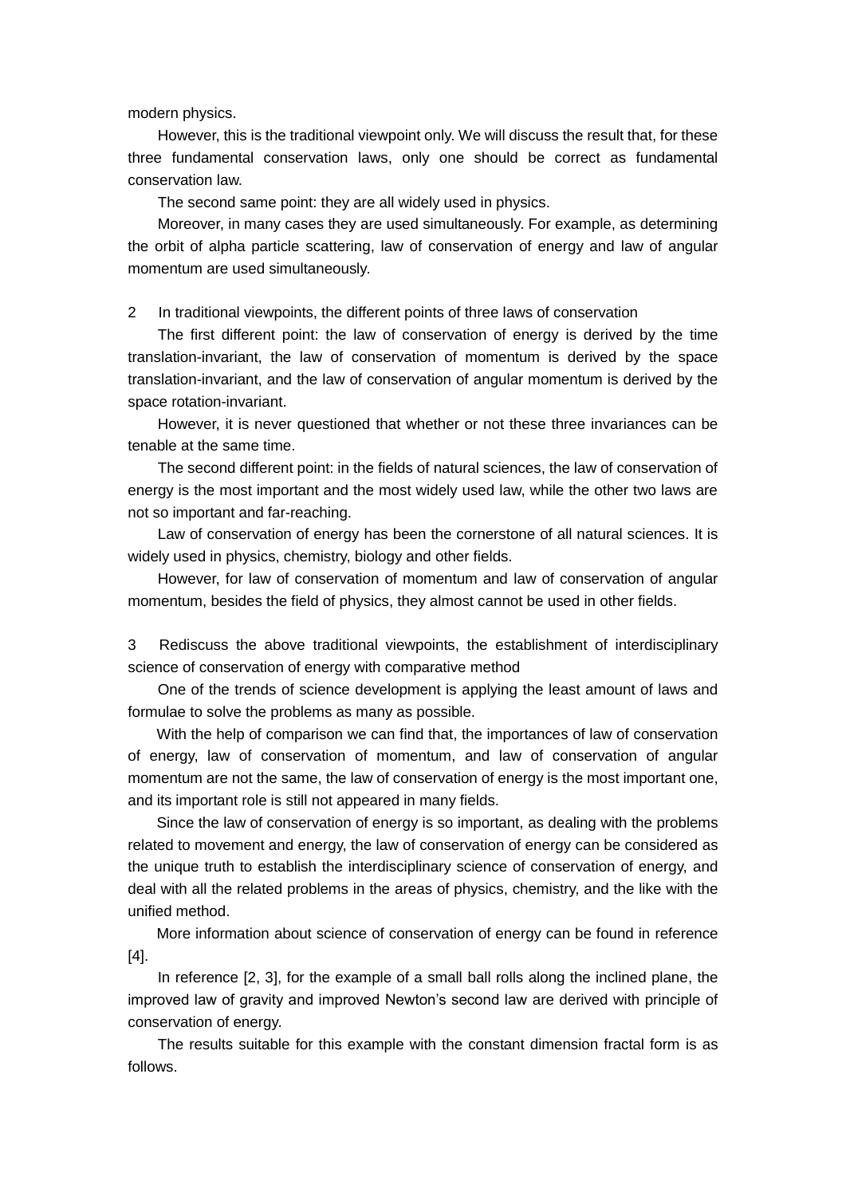modern physics.

However, this is the traditional viewpoint only. We will discuss the result that, for these three fundamental conservation laws, only one should be correct as fundamental conservation law.

The second same point: they are all widely used in physics.

Moreover, in many cases they are used simultaneously. For example, as determining the orbit of alpha particle scattering, law of conservation of energy and law of angular momentum are used simultaneously.

## 2 In traditional viewpoints, the different points of three laws of conservation

The first different point: the law of conservation of energy is derived by the time translation-invariant, the law of conservation of momentum is derived by the space translation-invariant, and the law of conservation of angular momentum is derived by the space rotation-invariant.

However, it is never questioned that whether or not these three invariances can be tenable at the same time.

The second different point: in the fields of natural sciences, the law of conservation of energy is the most important and the most widely used law, while the other two laws are not so important and far-reaching.

Law of conservation of energy has been the cornerstone of all natural sciences. It is widely used in physics, chemistry, biology and other fields.

However, for law of conservation of momentum and law of conservation of angular momentum, besides the field of physics, they almost cannot be used in other fields.

## 3 Rediscuss the above traditional viewpoints, the establishment of interdisciplinary science of conservation of energy with comparative method

One of the trends of science development is applying the least amount of laws and formulae to solve the problems as many as possible.

With the help of comparison we can find that, the importances of law of conservation of energy, law of conservation of momentum, and law of conservation of angular momentum are not the same, the law of conservation of energy is the most important one, and its important role is still not appeared in many fields.

Since the law of conservation of energy is so important, as dealing with the problems related to movement and energy, the law of conservation of energy can be considered as the unique truth to establish the interdisciplinary science of conservation of energy, and deal with all the related problems in the areas of physics, chemistry, and the like with the unified method.

More information about science of conservation of energy can be found in reference [4].

In reference [2, 3], for the example of a small ball rolls along the inclined plane, the improved law of gravity and improved Newton's second law are derived with principle of conservation of energy.

The results suitable for this example with the constant dimension fractal form is as follows.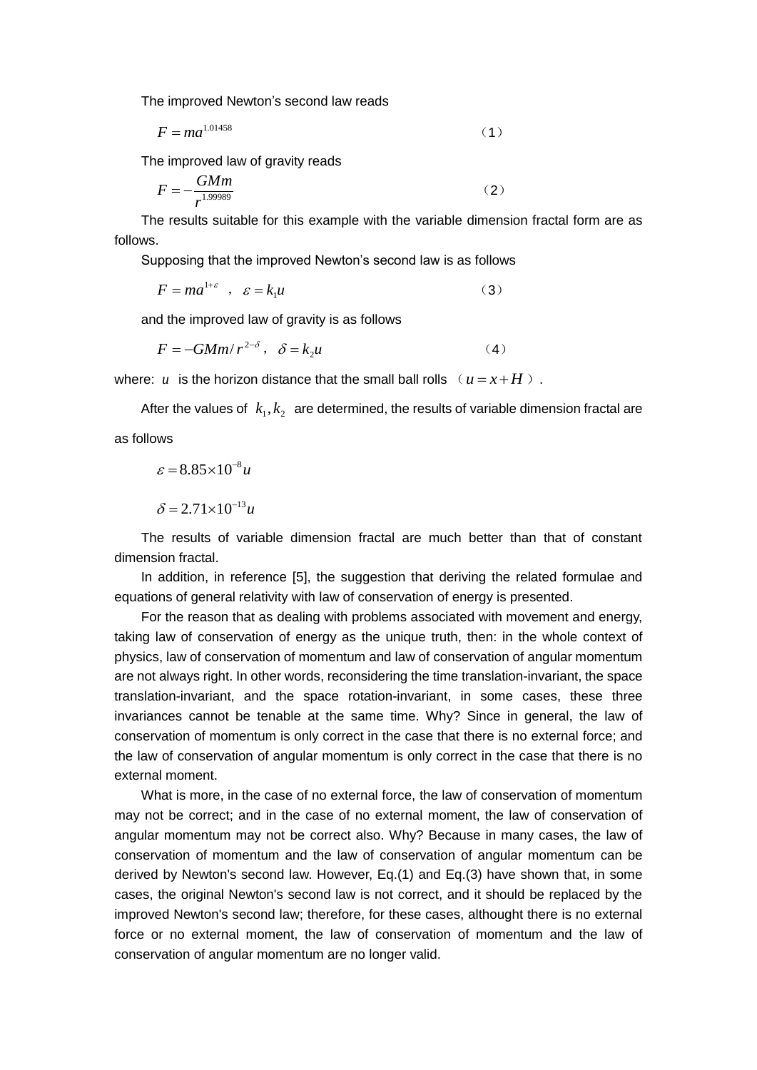The improved Newton's second law reads

$$F = ma^{1.01458} \tag{1}$$

The improved law of gravity reads

$$F = -\frac{GMm}{r^{1.99989}} \tag{2}$$

The results suitable for this example with the variable dimension fractal form are as follows.

Supposing that the improved Newton's second law is as follows

$$F = ma^{1+\varepsilon} \quad , \quad \varepsilon = k_1 u \tag{3}$$

and the improved law of gravity is as follows

$$F = -GMm/r^{2-\delta}\,, \quad \delta = k_2 u \tag{4}$$

where: $u$ is the horizon distance that the small ball rolls （$u = x + H$）.

After the values of $k_1, k_2$ are determined, the results of variable dimension fractal are as follows

$$\varepsilon = 8.85 \times 10^{-8} u$$

$$\delta = 2.71 \times 10^{-13} u$$

The results of variable dimension fractal are much better than that of constant dimension fractal.

In addition, in reference [5], the suggestion that deriving the related formulae and equations of general relativity with law of conservation of energy is presented.

For the reason that as dealing with problems associated with movement and energy, taking law of conservation of energy as the unique truth, then: in the whole context of physics, law of conservation of momentum and law of conservation of angular momentum are not always right. In other words, reconsidering the time translation-invariant, the space translation-invariant, and the space rotation-invariant, in some cases, these three invariances cannot be tenable at the same time. Why? Since in general, the law of conservation of momentum is only correct in the case that there is no external force; and the law of conservation of angular momentum is only correct in the case that there is no external moment.

What is more, in the case of no external force, the law of conservation of momentum may not be correct; and in the case of no external moment, the law of conservation of angular momentum may not be correct also. Why? Because in many cases, the law of conservation of momentum and the law of conservation of angular momentum can be derived by Newton's second law. However, Eq.(1) and Eq.(3) have shown that, in some cases, the original Newton's second law is not correct, and it should be replaced by the improved Newton's second law; therefore, for these cases, althought there is no external force or no external moment, the law of conservation of momentum and the law of conservation of angular momentum are no longer valid.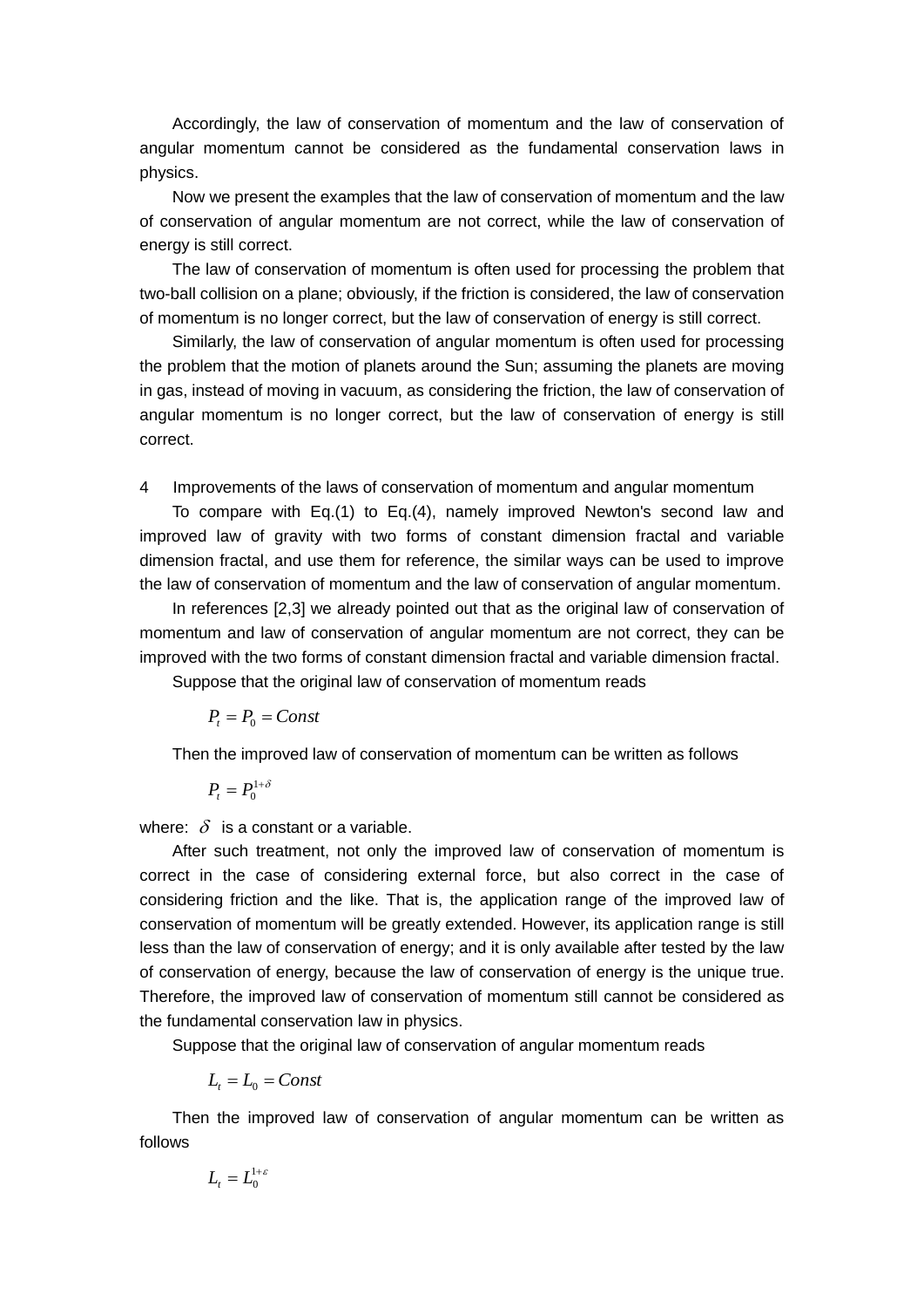Accordingly, the law of conservation of momentum and the law of conservation of angular momentum cannot be considered as the fundamental conservation laws in physics.

Now we present the examples that the law of conservation of momentum and the law of conservation of angular momentum are not correct, while the law of conservation of energy is still correct.

The law of conservation of momentum is often used for processing the problem that two-ball collision on a plane; obviously, if the friction is considered, the law of conservation of momentum is no longer correct, but the law of conservation of energy is still correct.

Similarly, the law of conservation of angular momentum is often used for processing the problem that the motion of planets around the Sun; assuming the planets are moving in gas, instead of moving in vacuum, as considering the friction, the law of conservation of angular momentum is no longer correct, but the law of conservation of energy is still correct.

## 4 Improvements of the laws of conservation of momentum and angular momentum

To compare with Eq.(1) to Eq.(4), namely improved Newton's second law and improved law of gravity with two forms of constant dimension fractal and variable dimension fractal, and use them for reference, the similar ways can be used to improve the law of conservation of momentum and the law of conservation of angular momentum.

In references [2,3] we already pointed out that as the original law of conservation of momentum and law of conservation of angular momentum are not correct, they can be improved with the two forms of constant dimension fractal and variable dimension fractal.

Suppose that the original law of conservation of momentum reads

$$P_t = P_0 = Const$$

Then the improved law of conservation of momentum can be written as follows

$$P_t = P_0^{1+\delta}$$

where: $\delta$ is a constant or a variable.

After such treatment, not only the improved law of conservation of momentum is correct in the case of considering external force, but also correct in the case of considering friction and the like. That is, the application range of the improved law of conservation of momentum will be greatly extended. However, its application range is still less than the law of conservation of energy; and it is only available after tested by the law of conservation of energy, because the law of conservation of energy is the unique true. Therefore, the improved law of conservation of momentum still cannot be considered as the fundamental conservation law in physics.

Suppose that the original law of conservation of angular momentum reads

$$L_t = L_0 = Const$$

Then the improved law of conservation of angular momentum can be written as follows

$$L_t = L_0^{1+\varepsilon}$$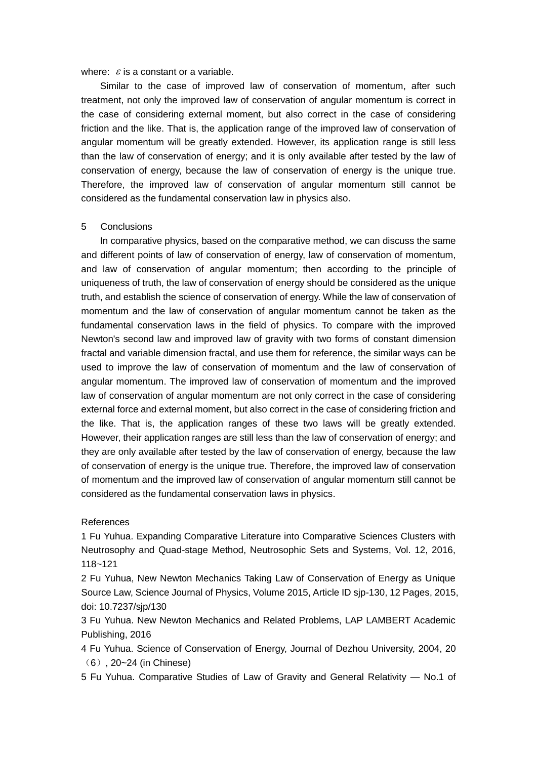where: $\varepsilon$ is a constant or a variable.

Similar to the case of improved law of conservation of momentum, after such treatment, not only the improved law of conservation of angular momentum is correct in the case of considering external moment, but also correct in the case of considering friction and the like. That is, the application range of the improved law of conservation of angular momentum will be greatly extended. However, its application range is still less than the law of conservation of energy; and it is only available after tested by the law of conservation of energy, because the law of conservation of energy is the unique true. Therefore, the improved law of conservation of angular momentum still cannot be considered as the fundamental conservation law in physics also.

## 5 Conclusions

In comparative physics, based on the comparative method, we can discuss the same and different points of law of conservation of energy, law of conservation of momentum, and law of conservation of angular momentum; then according to the principle of uniqueness of truth, the law of conservation of energy should be considered as the unique truth, and establish the science of conservation of energy. While the law of conservation of momentum and the law of conservation of angular momentum cannot be taken as the fundamental conservation laws in the field of physics. To compare with the improved Newton's second law and improved law of gravity with two forms of constant dimension fractal and variable dimension fractal, and use them for reference, the similar ways can be used to improve the law of conservation of momentum and the law of conservation of angular momentum. The improved law of conservation of momentum and the improved law of conservation of angular momentum are not only correct in the case of considering external force and external moment, but also correct in the case of considering friction and the like. That is, the application ranges of these two laws will be greatly extended. However, their application ranges are still less than the law of conservation of energy; and they are only available after tested by the law of conservation of energy, because the law of conservation of energy is the unique true. Therefore, the improved law of conservation of momentum and the improved law of conservation of angular momentum still cannot be considered as the fundamental conservation laws in physics.

## References

1 Fu Yuhua. Expanding Comparative Literature into Comparative Sciences Clusters with Neutrosophy and Quad-stage Method, Neutrosophic Sets and Systems, Vol. 12, 2016, 118~121

2 Fu Yuhua, New Newton Mechanics Taking Law of Conservation of Energy as Unique Source Law, Science Journal of Physics, Volume 2015, Article ID sjp-130, 12 Pages, 2015, doi: 10.7237/sjp/130

3 Fu Yuhua. New Newton Mechanics and Related Problems, LAP LAMBERT Academic Publishing, 2016

4 Fu Yuhua. Science of Conservation of Energy, Journal of Dezhou University, 2004, 20（6）, 20~24 (in Chinese)

5 Fu Yuhua. Comparative Studies of Law of Gravity and General Relativity — No.1 of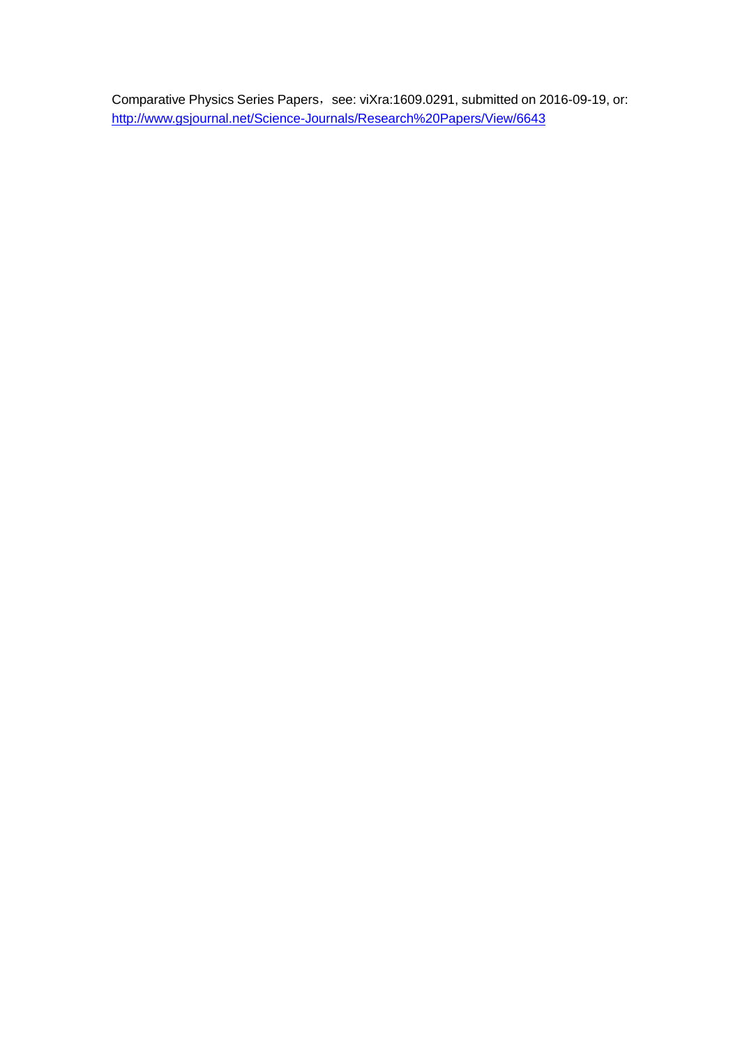Comparative Physics Series Papers，see: viXra:1609.0291, submitted on 2016-09-19, or: http://www.gsjournal.net/Science-Journals/Research%20Papers/View/6643